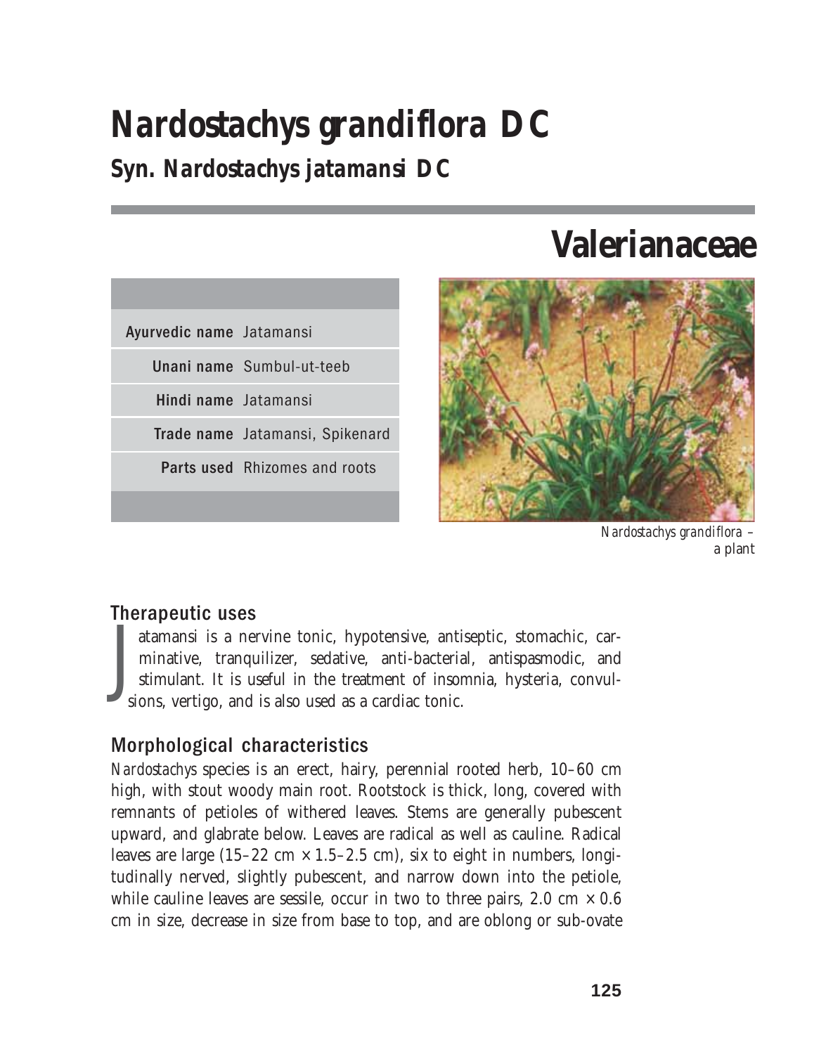# Nardostachys grandiflora DC

## Syn. Nardostachys jatamansi DC

# Valerianaceae

| | |
|---|---|
| **Ayurvedic name** | Jatamansi |
| **Unani name** | Sumbul-ut-teeb |
| **Hindi name** | Jatamansi |
| **Trade name** | Jatamansi, Spikenard |
| **Parts used** | Rhizomes and roots |

*Nardostachys grandiflora* – a plant

### Therapeutic uses

Jatamansi is a nervine tonic, hypotensive, antiseptic, stomachic, carminative, tranquilizer, sedative, anti-bacterial, antispasmodic, and stimulant. It is useful in the treatment of insomnia, hysteria, convulsions, vertigo, and is also used as a cardiac tonic.

### Morphological characteristics

*Nardostachys* species is an erect, hairy, perennial rooted herb, 10–60 cm high, with stout woody main root. Rootstock is thick, long, covered with remnants of petioles of withered leaves. Stems are generally pubescent upward, and glabrate below. Leaves are radical as well as cauline. Radical leaves are large (15–22 cm × 1.5–2.5 cm), six to eight in numbers, longitudinally nerved, slightly pubescent, and narrow down into the petiole, while cauline leaves are sessile, occur in two to three pairs, 2.0 cm × 0.6 cm in size, decrease in size from base to top, and are oblong or sub-ovate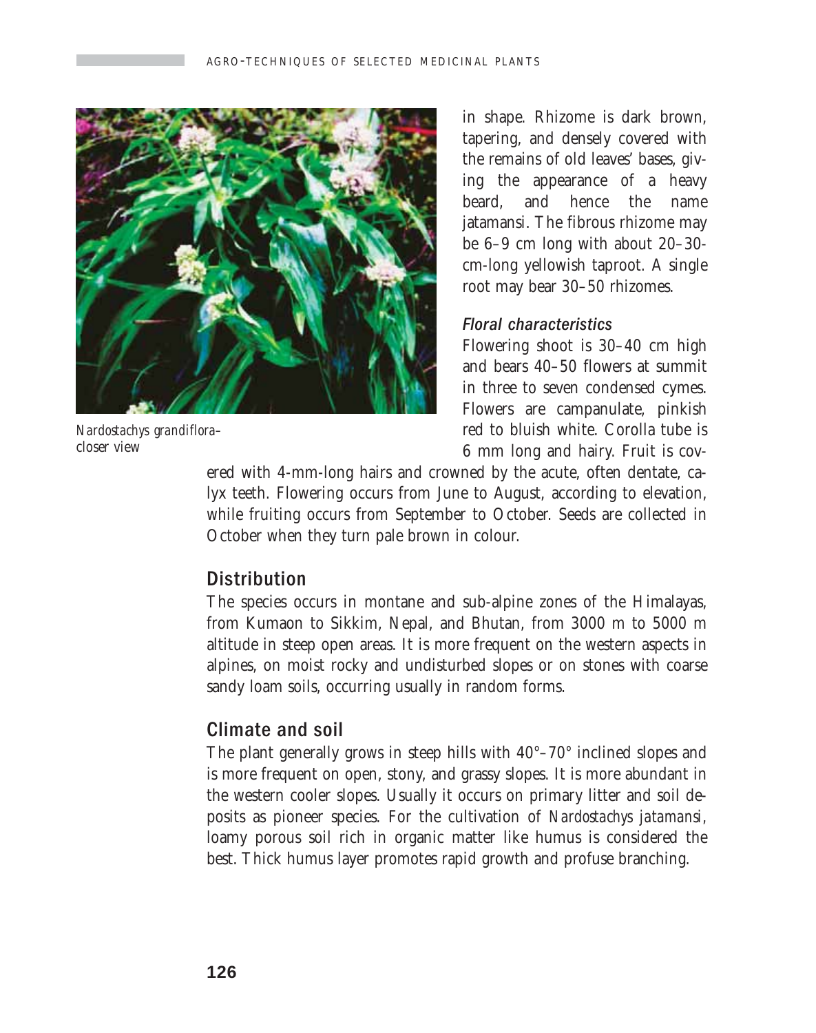*Nardostachys grandiflora*–closer view

in shape. Rhizome is dark brown, tapering, and densely covered with the remains of old leaves' bases, giving the appearance of a heavy beard, and hence the name jatamansi. The fibrous rhizome may be 6–9 cm long with about 20–30-cm-long yellowish taproot. A single root may bear 30–50 rhizomes.

### *Floral characteristics*

Flowering shoot is 30–40 cm high and bears 40–50 flowers at summit in three to seven condensed cymes. Flowers are campanulate, pinkish red to bluish white. Corolla tube is 6 mm long and hairy. Fruit is covered with 4-mm-long hairs and crowned by the acute, often dentate, calyx teeth. Flowering occurs from June to August, according to elevation, while fruiting occurs from September to October. Seeds are collected in October when they turn pale brown in colour.

## Distribution

The species occurs in montane and sub-alpine zones of the Himalayas, from Kumaon to Sikkim, Nepal, and Bhutan, from 3000 m to 5000 m altitude in steep open areas. It is more frequent on the western aspects in alpines, on moist rocky and undisturbed slopes or on stones with coarse sandy loam soils, occurring usually in random forms.

## Climate and soil

The plant generally grows in steep hills with 40°–70° inclined slopes and is more frequent on open, stony, and grassy slopes. It is more abundant in the western cooler slopes. Usually it occurs on primary litter and soil deposits as pioneer species. For the cultivation of *Nardostachys jatamansi*, loamy porous soil rich in organic matter like humus is considered the best. Thick humus layer promotes rapid growth and profuse branching.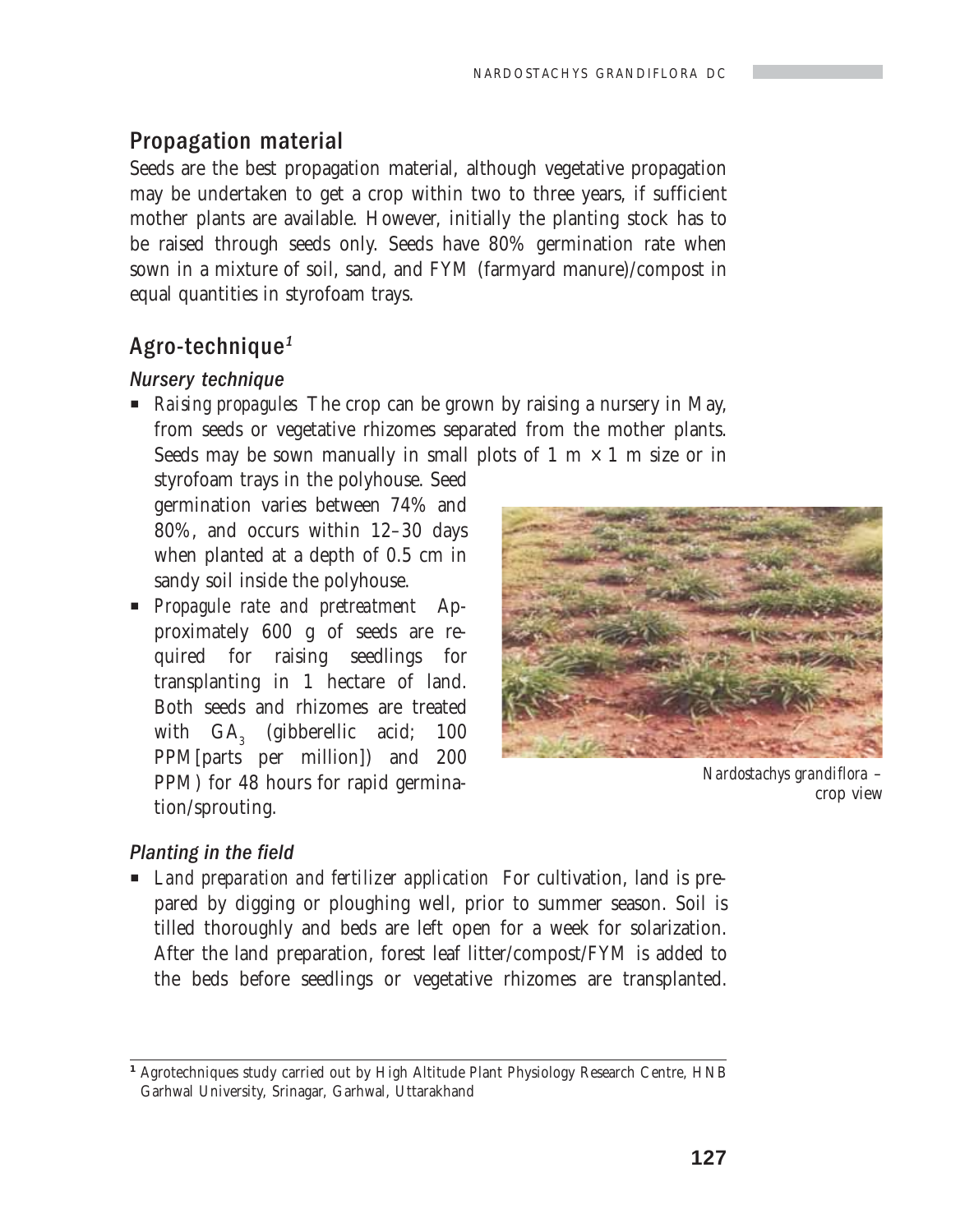## Propagation material

Seeds are the best propagation material, although vegetative propagation may be undertaken to get a crop within two to three years, if sufficient mother plants are available. However, initially the planting stock has to be raised through seeds only. Seeds have 80% germination rate when sown in a mixture of soil, sand, and FYM (farmyard manure)/compost in equal quantities in styrofoam trays.

## Agro-technique[1]

### *Nursery technique*

- *Raising propagules* The crop can be grown by raising a nursery in May, from seeds or vegetative rhizomes separated from the mother plants. Seeds may be sown manually in small plots of 1 m × 1 m size or in styrofoam trays in the polyhouse. Seed germination varies between 74% and 80%, and occurs within 12–30 days when planted at a depth of 0.5 cm in sandy soil inside the polyhouse.
- *Propagule rate and pretreatment* Approximately 600 g of seeds are required for raising seedlings for transplanting in 1 hectare of land. Both seeds and rhizomes are treated with $GA_3$ (gibberellic acid; 100 PPM[parts per million]) and 200 PPM) for 48 hours for rapid germination/sprouting.

*Nardostachys grandiflora* – crop view

### *Planting in the field*

- *Land preparation and fertilizer application* For cultivation, land is prepared by digging or ploughing well, prior to summer season. Soil is tilled thoroughly and beds are left open for a week for solarization. After the land preparation, forest leaf litter/compost/FYM is added to the beds before seedlings or vegetative rhizomes are transplanted.

---

[1] Agrotechniques study carried out by High Altitude Plant Physiology Research Centre, HNB Garhwal University, Srinagar, Garhwal, Uttarakhand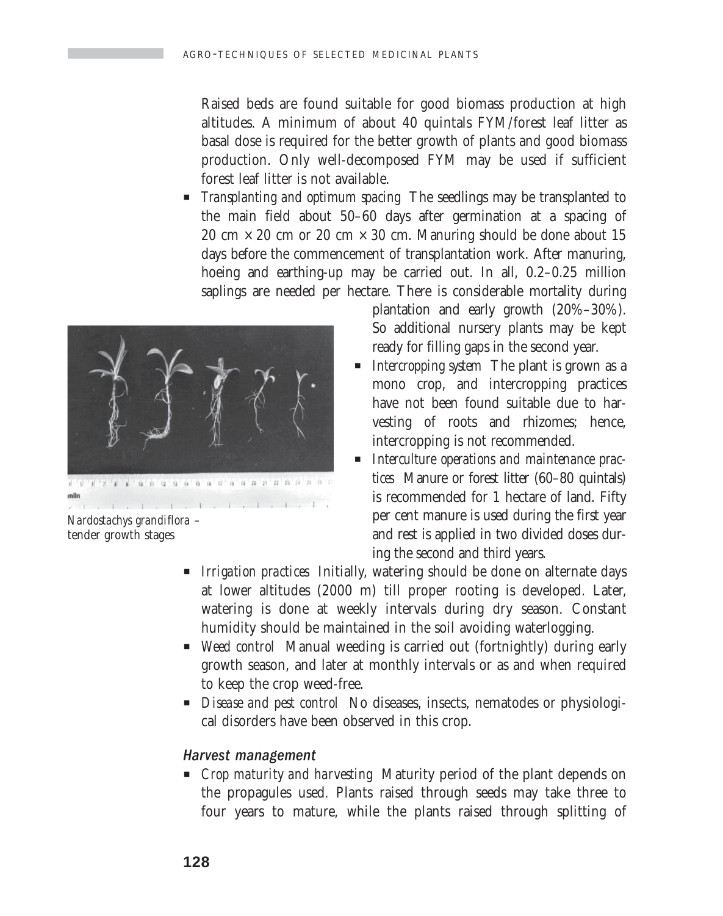Raised beds are found suitable for good biomass production at high altitudes. A minimum of about 40 quintals FYM/forest leaf litter as basal dose is required for the better growth of plants and good biomass production. Only well-decomposed FYM may be used if sufficient forest leaf litter is not available.

- *Transplanting and optimum spacing* The seedlings may be transplanted to the main field about 50–60 days after germination at a spacing of 20 cm × 20 cm or 20 cm × 30 cm. Manuring should be done about 15 days before the commencement of transplantation work. After manuring, hoeing and earthing-up may be carried out. In all, 0.2–0.25 million saplings are needed per hectare. There is considerable mortality during plantation and early growth (20%–30%). So additional nursery plants may be kept ready for filling gaps in the second year.
- *Intercropping system* The plant is grown as a mono crop, and intercropping practices have not been found suitable due to harvesting of roots and rhizomes; hence, intercropping is not recommended.
- *Interculture operations and maintenance practices* Manure or forest litter (60–80 quintals) is recommended for 1 hectare of land. Fifty per cent manure is used during the first year and rest is applied in two divided doses during the second and third years.

*Nardostachys grandiflora* – tender growth stages

- *Irrigation practices* Initially, watering should be done on alternate days at lower altitudes (2000 m) till proper rooting is developed. Later, watering is done at weekly intervals during dry season. Constant humidity should be maintained in the soil avoiding waterlogging.
- *Weed control* Manual weeding is carried out (fortnightly) during early growth season, and later at monthly intervals or as and when required to keep the crop weed-free.
- *Disease and pest control* No diseases, insects, nematodes or physiological disorders have been observed in this crop.

### Harvest management

- *Crop maturity and harvesting* Maturity period of the plant depends on the propagules used. Plants raised through seeds may take three to four years to mature, while the plants raised through splitting of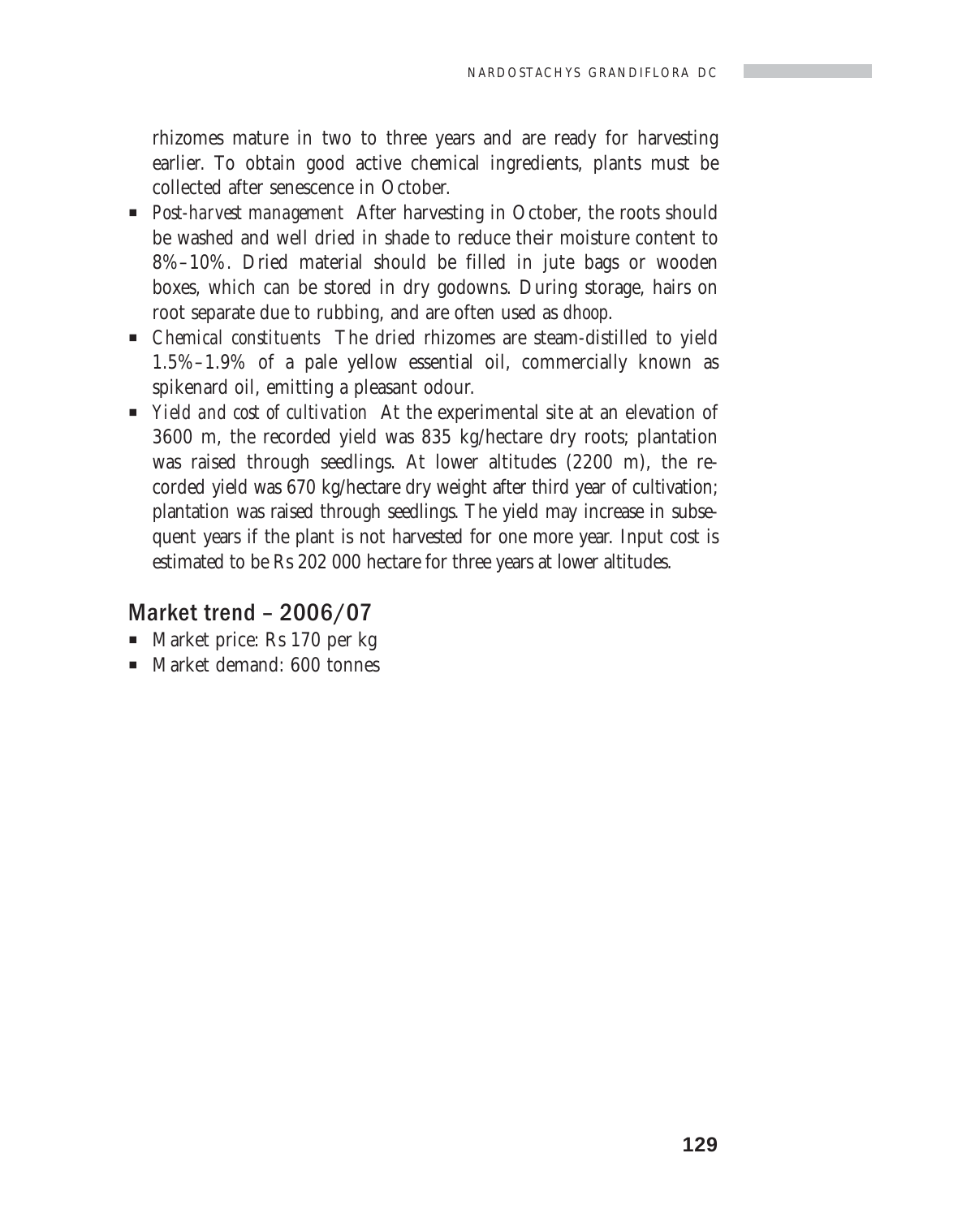rhizomes mature in two to three years and are ready for harvesting earlier. To obtain good active chemical ingredients, plants must be collected after senescence in October.

- *Post-harvest management* After harvesting in October, the roots should be washed and well dried in shade to reduce their moisture content to 8%–10%. Dried material should be filled in jute bags or wooden boxes, which can be stored in dry godowns. During storage, hairs on root separate due to rubbing, and are often used as *dhoop*.
- *Chemical constituents* The dried rhizomes are steam-distilled to yield 1.5%–1.9% of a pale yellow essential oil, commercially known as spikenard oil, emitting a pleasant odour.
- *Yield and cost of cultivation* At the experimental site at an elevation of 3600 m, the recorded yield was 835 kg/hectare dry roots; plantation was raised through seedlings. At lower altitudes (2200 m), the recorded yield was 670 kg/hectare dry weight after third year of cultivation; plantation was raised through seedlings. The yield may increase in subsequent years if the plant is not harvested for one more year. Input cost is estimated to be Rs 202 000 hectare for three years at lower altitudes.

## Market trend – 2006/07

- Market price: Rs 170 per kg
- Market demand: 600 tonnes